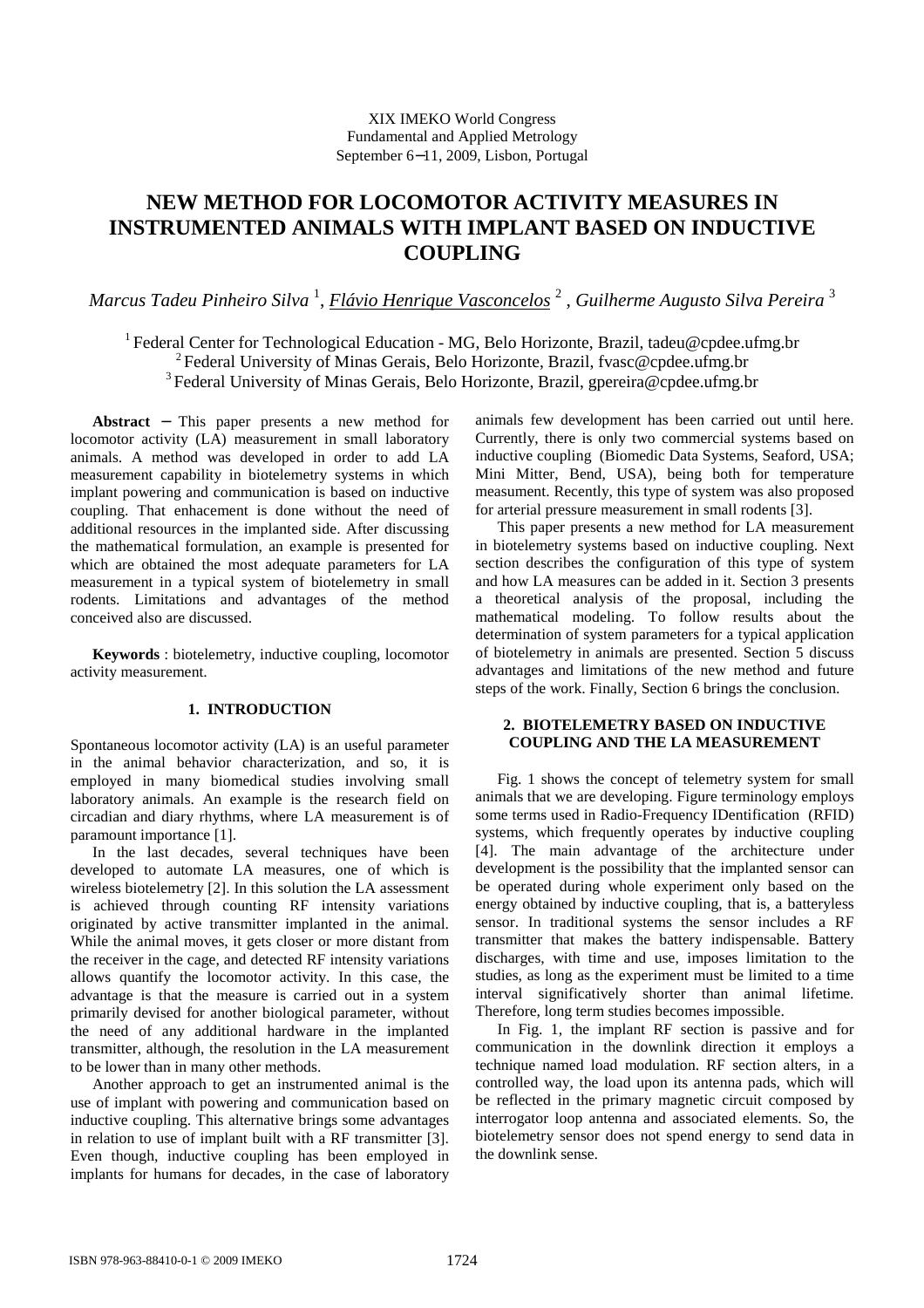XIX IMEKO World Congress
Fundamental and Applied Metrology
September 6−11, 2009, Lisbon, Portugal

# NEW METHOD FOR LOCOMOTOR ACTIVITY MEASURES IN INSTRUMENTED ANIMALS WITH IMPLANT BASED ON INDUCTIVE COUPLING

*Marcus Tadeu Pinheiro Silva* [1], *Flávio Henrique Vasconcelos* [2], *Guilherme Augusto Silva Pereira* [3]

[1] Federal Center for Technological Education - MG, Belo Horizonte, Brazil, tadeu@cpdee.ufmg.br
[2] Federal University of Minas Gerais, Belo Horizonte, Brazil, fvasc@cpdee.ufmg.br
[3] Federal University of Minas Gerais, Belo Horizonte, Brazil, gpereira@cpdee.ufmg.br

**Abstract** − This paper presents a new method for locomotor activity (LA) measurement in small laboratory animals. A method was developed in order to add LA measurement capability in biotelemetry systems in which implant powering and communication is based on inductive coupling. That enhacement is done without the need of additional resources in the implanted side. After discussing the mathematical formulation, an example is presented for which are obtained the most adequate parameters for LA measurement in a typical system of biotelemetry in small rodents. Limitations and advantages of the method conceived also are discussed.

**Keywords** : biotelemetry, inductive coupling, locomotor activity measurement.

## 1. INTRODUCTION

Spontaneous locomotor activity (LA) is an useful parameter in the animal behavior characterization, and so, it is employed in many biomedical studies involving small laboratory animals. An example is the research field on circadian and diary rhythms, where LA measurement is of paramount importance [1].

In the last decades, several techniques have been developed to automate LA measures, one of which is wireless biotelemetry [2]. In this solution the LA assessment is achieved through counting RF intensity variations originated by active transmitter implanted in the animal. While the animal moves, it gets closer or more distant from the receiver in the cage, and detected RF intensity variations allows quantify the locomotor activity. In this case, the advantage is that the measure is carried out in a system primarily devised for another biological parameter, without the need of any additional hardware in the implanted transmitter, although, the resolution in the LA measurement to be lower than in many other methods.

Another approach to get an instrumented animal is the use of implant with powering and communication based on inductive coupling. This alternative brings some advantages in relation to use of implant built with a RF transmitter [3]. Even though, inductive coupling has been employed in implants for humans for decades, in the case of laboratory animals few development has been carried out until here. Currently, there is only two commercial systems based on inductive coupling (Biomedic Data Systems, Seaford, USA; Mini Mitter, Bend, USA), being both for temperature measument. Recently, this type of system was also proposed for arterial pressure measurement in small rodents [3].

This paper presents a new method for LA measurement in biotelemetry systems based on inductive coupling. Next section describes the configuration of this type of system and how LA measures can be added in it. Section 3 presents a theoretical analysis of the proposal, including the mathematical modeling. To follow results about the determination of system parameters for a typical application of biotelemetry in animals are presented. Section 5 discuss advantages and limitations of the new method and future steps of the work. Finally, Section 6 brings the conclusion.

## 2. BIOTELEMETRY BASED ON INDUCTIVE COUPLING AND THE LA MEASUREMENT

Fig. 1 shows the concept of telemetry system for small animals that we are developing. Figure terminology employs some terms used in Radio-Frequency IDentification (RFID) systems, which frequently operates by inductive coupling [4]. The main advantage of the architecture under development is the possibility that the implanted sensor can be operated during whole experiment only based on the energy obtained by inductive coupling, that is, a batteryless sensor. In traditional systems the sensor includes a RF transmitter that makes the battery indispensable. Battery discharges, with time and use, imposes limitation to the studies, as long as the experiment must be limited to a time interval significatively shorter than animal lifetime. Therefore, long term studies becomes impossible.

In Fig. 1, the implant RF section is passive and for communication in the downlink direction it employs a technique named load modulation. RF section alters, in a controlled way, the load upon its antenna pads, which will be reflected in the primary magnetic circuit composed by interrogator loop antenna and associated elements. So, the biotelemetry sensor does not spend energy to send data in the downlink sense.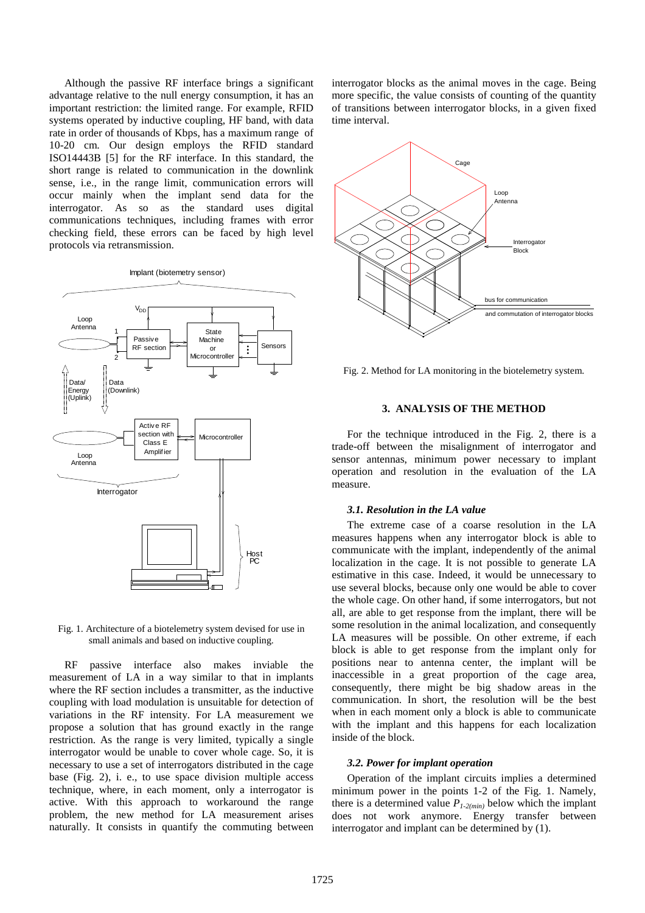Although the passive RF interface brings a significant advantage relative to the null energy consumption, it has an important restriction: the limited range. For example, RFID systems operated by inductive coupling, HF band, with data rate in order of thousands of Kbps, has a maximum range of 10-20 cm. Our design employs the RFID standard ISO14443B [5] for the RF interface. In this standard, the short range is related to communication in the downlink sense, i.e., in the range limit, communication errors will occur mainly when the implant send data for the interrogator. As so as the standard uses digital communications techniques, including frames with error checking field, these errors can be faced by high level protocols via retransmission.

Fig. 1. Architecture of a biotelemetry system devised for use in small animals and based on inductive coupling.

RF passive interface also makes inviable the measurement of LA in a way similar to that in implants where the RF section includes a transmitter, as the inductive coupling with load modulation is unsuitable for detection of variations in the RF intensity. For LA measurement we propose a solution that has ground exactly in the range restriction. As the range is very limited, typically a single interrogator would be unable to cover whole cage. So, it is necessary to use a set of interrogators distributed in the cage base (Fig. 2), i. e., to use space division multiple access technique, where, in each moment, only a interrogator is active. With this approach to workaround the range problem, the new method for LA measurement arises naturally. It consists in quantify the commuting between interrogator blocks as the animal moves in the cage. Being more specific, the value consists of counting of the quantity of transitions between interrogator blocks, in a given fixed time interval.

Fig. 2. Method for LA monitoring in the biotelemetry system.

## 3. ANALYSIS OF THE METHOD

For the technique introduced in the Fig. 2, there is a trade-off between the misalignment of interrogator and sensor antennas, minimum power necessary to implant operation and resolution in the evaluation of the LA measure.

### *3.1. Resolution in the LA value*

The extreme case of a coarse resolution in the LA measures happens when any interrogator block is able to communicate with the implant, independently of the animal localization in the cage. It is not possible to generate LA estimative in this case. Indeed, it would be unnecessary to use several blocks, because only one would be able to cover the whole cage. On other hand, if some interrogators, but not all, are able to get response from the implant, there will be some resolution in the animal localization, and consequently LA measures will be possible. On other extreme, if each block is able to get response from the implant only for positions near to antenna center, the implant will be inaccessible in a great proportion of the cage area, consequently, there might be big shadow areas in the communication. In short, the resolution will be the best when in each moment only a block is able to communicate with the implant and this happens for each localization inside of the block.

### *3.2. Power for implant operation*

Operation of the implant circuits implies a determined minimum power in the points 1-2 of the Fig. 1. Namely, there is a determined value $P_{1\text{-}2(min)}$ below which the implant does not work anymore. Energy transfer between interrogator and implant can be determined by (1).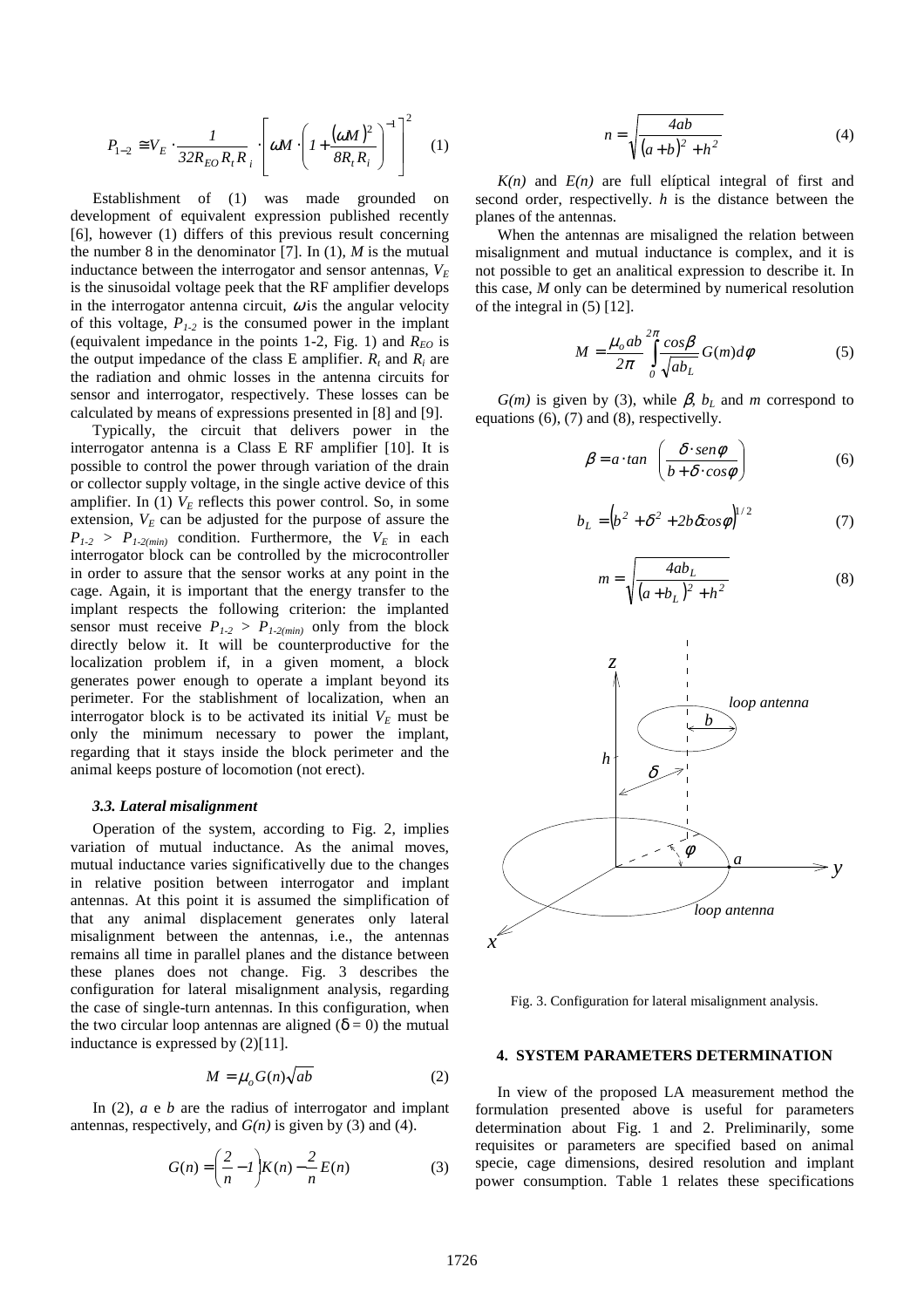$$P_{1-2} \cong V_E \cdot \frac{1}{32R_{EO}R_tR_i} \cdot \left[ \omega M \cdot \left( 1 + \frac{(\omega M)^2}{8R_tR_i} \right)^{-1} \right]^2 \quad (1)$$

Establishment of (1) was made grounded on development of equivalent expression published recently [6], however (1) differs of this previous result concerning the number 8 in the denominator [7]. In (1), $M$ is the mutual inductance between the interrogator and sensor antennas, $V_E$ is the sinusoidal voltage peek that the RF amplifier develops in the interrogator antenna circuit, $\omega$ is the angular velocity of this voltage, $P_{1-2}$ is the consumed power in the implant (equivalent impedance in the points 1-2, Fig. 1) and $R_{EO}$ is the output impedance of the class E amplifier. $R_t$ and $R_i$ are the radiation and ohmic losses in the antenna circuits for sensor and interrogator, respectively. These losses can be calculated by means of expressions presented in [8] and [9].

Typically, the circuit that delivers power in the interrogator antenna is a Class E RF amplifier [10]. It is possible to control the power through variation of the drain or collector supply voltage, in the single active device of this amplifier. In (1) $V_E$ reflects this power control. So, in some extension, $V_E$ can be adjusted for the purpose of assure the $P_{1-2} > P_{1-2(min)}$ condition. Furthermore, the $V_E$ in each interrogator block can be controlled by the microcontroller in order to assure that the sensor works at any point in the cage. Again, it is important that the energy transfer to the implant respects the following criterion: the implanted sensor must receive $P_{1-2} > P_{1-2(min)}$ only from the block directly below it. It will be counterproductive for the localization problem if, in a given moment, a block generates power enough to operate a implant beyond its perimeter. For the stablishment of localization, when an interrogator block is to be activated its initial $V_E$ must be only the minimum necessary to power the implant, regarding that it stays inside the block perimeter and the animal keeps posture of locomotion (not erect).

### *3.3. Lateral misalignment*

Operation of the system, according to Fig. 2, implies variation of mutual inductance. As the animal moves, mutual inductance varies significativelly due to the changes in relative position between interrogator and implant antennas. At this point it is assumed the simplification of that any animal displacement generates only lateral misalignment between the antennas, i.e., the antennas remains all time in parallel planes and the distance between these planes does not change. Fig. 3 describes the configuration for lateral misalignment analysis, regarding the case of single-turn antennas. In this configuration, when the two circular loop antennas are aligned ($\delta = 0$) the mutual inductance is expressed by (2)[11].

$$M = \mu_o G(n)\sqrt{ab} \quad (2)$$

In (2), $a$ e $b$ are the radius of interrogator and implant antennas, respectively, and $G(n)$ is given by (3) and (4).

$$G(n) = \left( \frac{2}{n} - 1 \right) K(n) - \frac{2}{n} E(n) \quad (3)$$

$$n = \sqrt{\frac{4ab}{(a+b)^2 + h^2}} \quad (4)$$

$K(n)$ and $E(n)$ are full elíptical integral of first and second order, respectively. $h$ is the distance between the planes of the antennas.

When the antennas are misaligned the relation between misalignment and mutual inductance is complex, and it is not possible to get an analitical expression to describe it. In this case, $M$ only can be determined by numerical resolution of the integral in (5) [12].

$$M = \frac{\mu_o ab}{2\pi} \int_0^{2\pi} \frac{\cos\beta}{\sqrt{ab_L}} G(m) d\phi \quad (5)$$

$G(m)$ is given by (3), while $\beta$, $b_L$ and $m$ correspond to equations (6), (7) and (8), respectivelly.

$$\beta = a \cdot \tan\left( \frac{\delta \cdot sen\phi}{b + \delta \cdot \cos\phi} \right) \quad (6)$$

$$b_L = \left( b^2 + \delta^2 + 2b\delta\cos\phi \right)^{1/2} \quad (7)$$

$$m = \sqrt{\frac{4ab_L}{(a + b_L)^2 + h^2}} \quad (8)$$

Fig. 3. Configuration for lateral misalignment analysis.

## 4. SYSTEM PARAMETERS DETERMINATION

In view of the proposed LA measurement method the formulation presented above is useful for parameters determination about Fig. 1 and 2. Preliminarily, some requisites or parameters are specified based on animal specie, cage dimensions, desired resolution and implant power consumption. Table 1 relates these specifications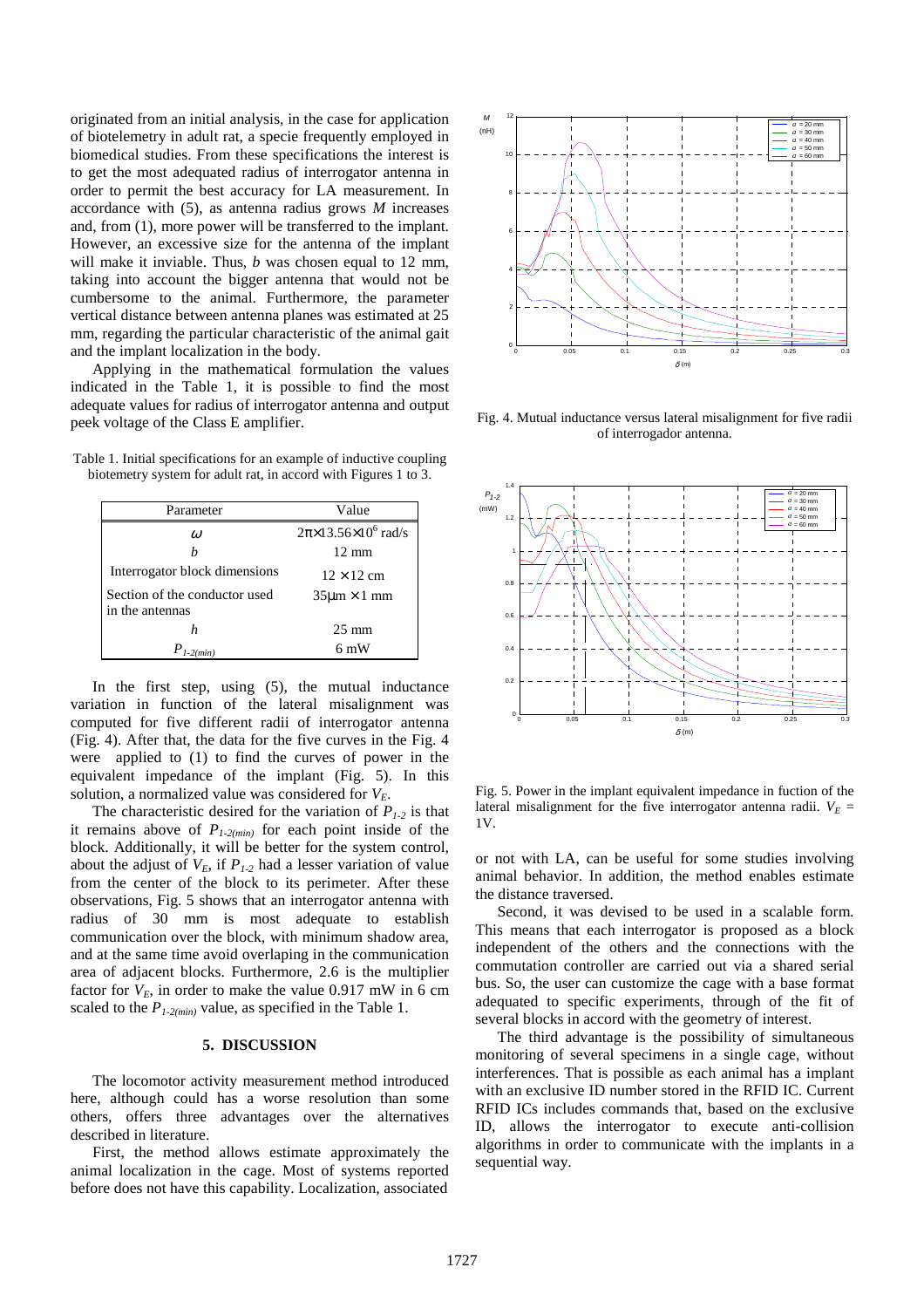originated from an initial analysis, in the case for application of biotelemetry in adult rat, a specie frequently employed in biomedical studies. From these specifications the interest is to get the most adequated radius of interrogator antenna in order to permit the best accuracy for LA measurement. In accordance with (5), as antenna radius grows $M$ increases and, from (1), more power will be transferred to the implant. However, an excessive size for the antenna of the implant will make it inviable. Thus, $b$ was chosen equal to 12 mm, taking into account the bigger antenna that would not be cumbersome to the animal. Furthermore, the parameter vertical distance between antenna planes was estimated at 25 mm, regarding the particular characteristic of the animal gait and the implant localization in the body.

Applying in the mathematical formulation the values indicated in the Table 1, it is possible to find the most adequate values for radius of interrogator antenna and output peek voltage of the Class E amplifier.

Table 1. Initial specifications for an example of inductive coupling biotemetry system for adult rat, in accord with Figures 1 to 3.

| Parameter | Value |
|---|---|
| $\omega$ | $2\pi\times13.56\times10^6$ rad/s |
| $b$ | 12 mm |
| Interrogator block dimensions | $12\times12$ cm |
| Section of the conductor used in the antennas | $35\mu\text{m}\times1$ mm |
| $h$ | 25 mm |
| $P_{1\text{-}2(min)}$ | 6 mW |

In the first step, using (5), the mutual inductance variation in function of the lateral misalignment was computed for five different radii of interrogator antenna (Fig. 4). After that, the data for the five curves in the Fig. 4 were applied to (1) to find the curves of power in the equivalent impedance of the implant (Fig. 5). In this solution, a normalized value was considered for $V_E$.

The characteristic desired for the variation of $P_{1\text{-}2}$ is that it remains above of $P_{1\text{-}2(min)}$ for each point inside of the block. Additionally, it will be better for the system control, about the adjust of $V_E$, if $P_{1\text{-}2}$ had a lesser variation of value from the center of the block to its perimeter. After these observations, Fig. 5 shows that an interrogator antenna with radius of 30 mm is most adequate to establish communication over the block, with minimum shadow area, and at the same time avoid overlapping in the communication area of adjacent blocks. Furthermore, 2.6 is the multiplier factor for $V_E$, in order to make the value 0.917 mW in 6 cm scaled to the $P_{1\text{-}2(min)}$ value, as specified in the Table 1.

Fig. 4. Mutual inductance versus lateral misalignment for five radii of interrogador antenna.

Fig. 5. Power in the implant equivalent impedance in fuction of the lateral misalignment for the five interrogator antenna radii. $V_E$ = 1V.

## 5. DISCUSSION

The locomotor activity measurement method introduced here, although could has a worse resolution than some others, offers three advantages over the alternatives described in literature.

First, the method allows estimate approximately the animal localization in the cage. Most of systems reported before does not have this capability. Localization, associated or not with LA, can be useful for some studies involving animal behavior. In addition, the method enables estimate the distance traversed.

Second, it was devised to be used in a scalable form. This means that each interrogator is proposed as a block independent of the others and the connections with the commutation controller are carried out via a shared serial bus. So, the user can customize the cage with a base format adequated to specific experiments, through of the fit of several blocks in accord with the geometry of interest.

The third advantage is the possibility of simultaneous monitoring of several specimens in a single cage, without interferences. That is possible as each animal has a implant with an exclusive ID number stored in the RFID IC. Current RFID ICs includes commands that, based on the exclusive ID, allows the interrogator to execute anti-collision algorithms in order to communicate with the implants in a sequential way.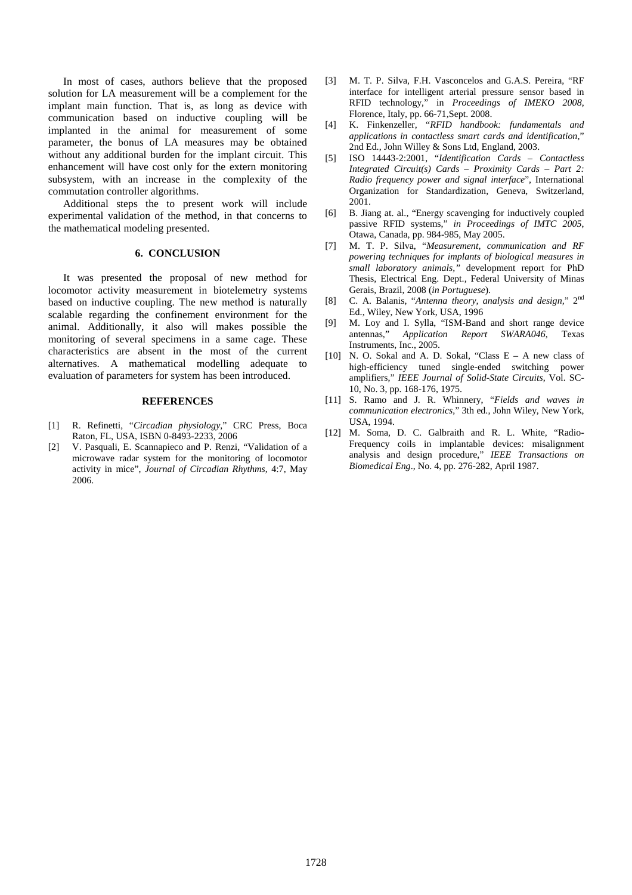In most of cases, authors believe that the proposed solution for LA measurement will be a complement for the implant main function. That is, as long as device with communication based on inductive coupling will be implanted in the animal for measurement of some parameter, the bonus of LA measures may be obtained without any additional burden for the implant circuit. This enhancement will have cost only for the extern monitoring subsystem, with an increase in the complexity of the commutation controller algorithms.

Additional steps the to present work will include experimental validation of the method, in that concerns to the mathematical modeling presented.

## 6. CONCLUSION

It was presented the proposal of new method for locomotor activity measurement in biotelemetry systems based on inductive coupling. The new method is naturally scalable regarding the confinement environment for the animal. Additionally, it also will makes possible the monitoring of several specimens in a same cage. These characteristics are absent in the most of the current alternatives. A mathematical modelling adequate to evaluation of parameters for system has been introduced.

## REFERENCES

[1] R. Refinetti, "*Circadian physiology*," CRC Press, Boca Raton, FL, USA, ISBN 0-8493-2233, 2006

[2] V. Pasquali, E. Scannapieco and P. Renzi, "Validation of a microwave radar system for the monitoring of locomotor activity in mice", *Journal of Circadian Rhythms*, 4:7, May 2006.

[3] M. T. P. Silva, F.H. Vasconcelos and G.A.S. Pereira, "RF interface for intelligent arterial pressure sensor based in RFID technology," in *Proceedings of IMEKO 2008*, Florence, Italy, pp. 66-71,Sept. 2008.

[4] K. Finkenzeller, "*RFID handbook: fundamentals and applications in contactless smart cards and identification*," 2nd Ed., John Willey & Sons Ltd, England, 2003.

[5] ISO 14443-2:2001, "*Identification Cards – Contactless Integrated Circuit(s) Cards – Proximity Cards – Part 2: Radio frequency power and signal interface*", International Organization for Standardization, Geneva, Switzerland, 2001.

[6] B. Jiang at. al., "Energy scavenging for inductively coupled passive RFID systems," *in Proceedings of IMTC 2005*, Otawa, Canada, pp. 984-985, May 2005.

[7] M. T. P. Silva, "*Measurement, communication and RF powering techniques for implants of biological measures in small laboratory animals,*" development report for PhD Thesis, Electrical Eng. Dept., Federal University of Minas Gerais, Brazil, 2008 (*in Portuguese*).

[8] C. A. Balanis, "*Antenna theory, analysis and design*," 2nd Ed., Wiley, New York, USA, 1996

[9] M. Loy and I. Sylla, "ISM-Band and short range device antennas," *Application Report SWARA046*, Texas Instruments, Inc., 2005.

[10] N. O. Sokal and A. D. Sokal, "Class E – A new class of high-efficiency tuned single-ended switching power amplifiers," *IEEE Journal of Solid-State Circuits*, Vol. SC-10, No. 3, pp. 168-176, 1975.

[11] S. Ramo and J. R. Whinnery, "*Fields and waves in communication electronics*," 3th ed., John Wiley, New York, USA, 1994.

[12] M. Soma, D. C. Galbraith and R. L. White, "Radio-Frequency coils in implantable devices: misalignment analysis and design procedure," *IEEE Transactions on Biomedical Eng*., No. 4, pp. 276-282, April 1987.